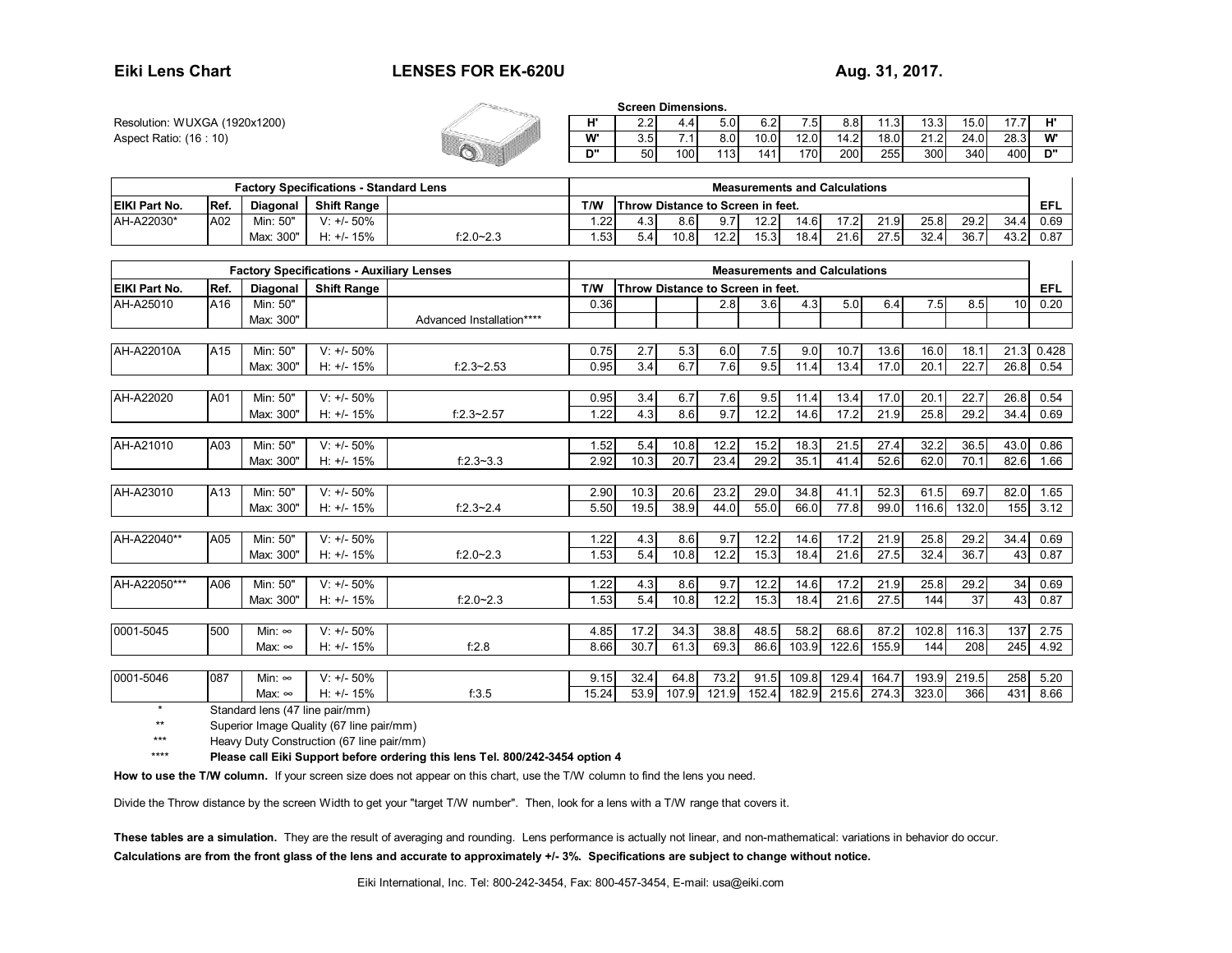**Eiki Lens Chart** **LENSES FOR EK-620U** **Aug. 31, 2017.**

Resolution: WUXGA (1920x1200)
Aspect Ratio: (16 : 10)

**Screen Dimensions.**

| H' | 2.2 | 4.4 | 5.0 | 6.2 | 7.5 | 8.8 | 11.3 | 13.3 | 15.0 | 17.7 | H' |
|---|---|---|---|---|---|---|---|---|---|---|---|
| W' | 3.5 | 7.1 | 8.0 | 10.0 | 12.0 | 14.2 | 18.0 | 21.2 | 24.0 | 28.3 | W' |
| D" | 50 | 100 | 113 | 141 | 170 | 200 | 255 | 300 | 340 | 400 | D" |

| Factory Specifications - Standard Lens | | | | | Measurements and Calculations | | | | | | | | | | | |
|---|---|---|---|---|---|---|---|---|---|---|---|---|---|---|---|---|
| EIKI Part No. | Ref. | Diagonal | Shift Range | | T/W | Throw Distance to Screen in feet. | | | | | | | | | | EFL |
| AH-A22030* | A02 | Min: 50" | V: +/- 50% | | 1.22 | 4.3 | 8.6 | 9.7 | 12.2 | 14.6 | 17.2 | 21.9 | 25.8 | 29.2 | 34.4 | 0.69 |
| | | Max: 300" | H: +/- 15% | f:2.0~2.3 | 1.53 | 5.4 | 10.8 | 12.2 | 15.3 | 18.4 | 21.6 | 27.5 | 32.4 | 36.7 | 43.2 | 0.87 |

| Factory Specifications - Auxiliary Lenses | | | | | Measurements and Calculations | | | | | | | | | | | |
|---|---|---|---|---|---|---|---|---|---|---|---|---|---|---|---|---|
| EIKI Part No. | Ref. | Diagonal | Shift Range | | T/W | Throw Distance to Screen in feet. | | | | | | | | | | EFL |
| AH-A25010 | A16 | Min: 50" | | | 0.36 | | | 2.8 | 3.6 | 4.3 | 5.0 | 6.4 | 7.5 | 8.5 | 10 | 0.20 |
| | | Max: 300" | | Advanced Installation**** | | | | | | | | | | | | |
| AH-A22010A | A15 | Min: 50" | V: +/- 50% | | 0.75 | 2.7 | 5.3 | 6.0 | 7.5 | 9.0 | 10.7 | 13.6 | 16.0 | 18.1 | 21.3 | 0.428 |
| | | Max: 300" | H: +/- 15% | f:2.3~2.53 | 0.95 | 3.4 | 6.7 | 7.6 | 9.5 | 11.4 | 13.4 | 17.0 | 20.1 | 22.7 | 26.8 | 0.54 |
| AH-A22020 | A01 | Min: 50" | V: +/- 50% | | 0.95 | 3.4 | 6.7 | 7.6 | 9.5 | 11.4 | 13.4 | 17.0 | 20.1 | 22.7 | 26.8 | 0.54 |
| | | Max: 300" | H: +/- 15% | f:2.3~2.57 | 1.22 | 4.3 | 8.6 | 9.7 | 12.2 | 14.6 | 17.2 | 21.9 | 25.8 | 29.2 | 34.4 | 0.69 |
| AH-A21010 | A03 | Min: 50" | V: +/- 50% | | 1.52 | 5.4 | 10.8 | 12.2 | 15.2 | 18.3 | 21.5 | 27.4 | 32.2 | 36.5 | 43.0 | 0.86 |
| | | Max: 300" | H: +/- 15% | f:2.3~3.3 | 2.92 | 10.3 | 20.7 | 23.4 | 29.2 | 35.1 | 41.4 | 52.6 | 62.0 | 70.1 | 82.6 | 1.66 |
| AH-A23010 | A13 | Min: 50" | V: +/- 50% | | 2.90 | 10.3 | 20.6 | 23.2 | 29.0 | 34.8 | 41.1 | 52.3 | 61.5 | 69.7 | 82.0 | 1.65 |
| | | Max: 300" | H: +/- 15% | f:2.3~2.4 | 5.50 | 19.5 | 38.9 | 44.0 | 55.0 | 66.0 | 77.8 | 99.0 | 116.6 | 132.0 | 155 | 3.12 |
| AH-A22040** | A05 | Min: 50" | V: +/- 50% | | 1.22 | 4.3 | 8.6 | 9.7 | 12.2 | 14.6 | 17.2 | 21.9 | 25.8 | 29.2 | 34.4 | 0.69 |
| | | Max: 300" | H: +/- 15% | f:2.0~2.3 | 1.53 | 5.4 | 10.8 | 12.2 | 15.3 | 18.4 | 21.6 | 27.5 | 32.4 | 36.7 | 43 | 0.87 |
| AH-A22050*** | A06 | Min: 50" | V: +/- 50% | | 1.22 | 4.3 | 8.6 | 9.7 | 12.2 | 14.6 | 17.2 | 21.9 | 25.8 | 29.2 | 34 | 0.69 |
| | | Max: 300" | H: +/- 15% | f:2.0~2.3 | 1.53 | 5.4 | 10.8 | 12.2 | 15.3 | 18.4 | 21.6 | 27.5 | 144 | 37 | 43 | 0.87 |
| 0001-5045 | 500 | Min: ∞ | V: +/- 50% | | 4.85 | 17.2 | 34.3 | 38.8 | 48.5 | 58.2 | 68.6 | 87.2 | 102.8 | 116.3 | 137 | 2.75 |
| | | Max: ∞ | H: +/- 15% | f:2.8 | 8.66 | 30.7 | 61.3 | 69.3 | 86.6 | 103.9 | 122.6 | 155.9 | 144 | 208 | 245 | 4.92 |
| 0001-5046 | 087 | Min: ∞ | V: +/- 50% | | 9.15 | 32.4 | 64.8 | 73.2 | 91.5 | 109.8 | 129.4 | 164.7 | 193.9 | 219.5 | 258 | 5.20 |
| | | Max: ∞ | H: +/- 15% | f:3.5 | 15.24 | 53.9 | 107.9 | 121.9 | 152.4 | 182.9 | 215.6 | 274.3 | 323.0 | 366 | 431 | 8.66 |

\* Standard lens (47 line pair/mm)

** Superior Image Quality (67 line pair/mm)

*** Heavy Duty Construction (67 line pair/mm)

**** **Please call Eiki Support before ordering this lens Tel. 800/242-3454 option 4**

**How to use the T/W column.** If your screen size does not appear on this chart, use the T/W column to find the lens you need.

Divide the Throw distance by the screen Width to get your "target T/W number". Then, look for a lens with a T/W range that covers it.

**These tables are a simulation.** They are the result of averaging and rounding. Lens performance is actually not linear, and non-mathematical: variations in behavior do occur.

**Calculations are from the front glass of the lens and accurate to approximately +/- 3%. Specifications are subject to change without notice.**

Eiki International, Inc. Tel: 800-242-3454, Fax: 800-457-3454, E-mail: usa@eiki.com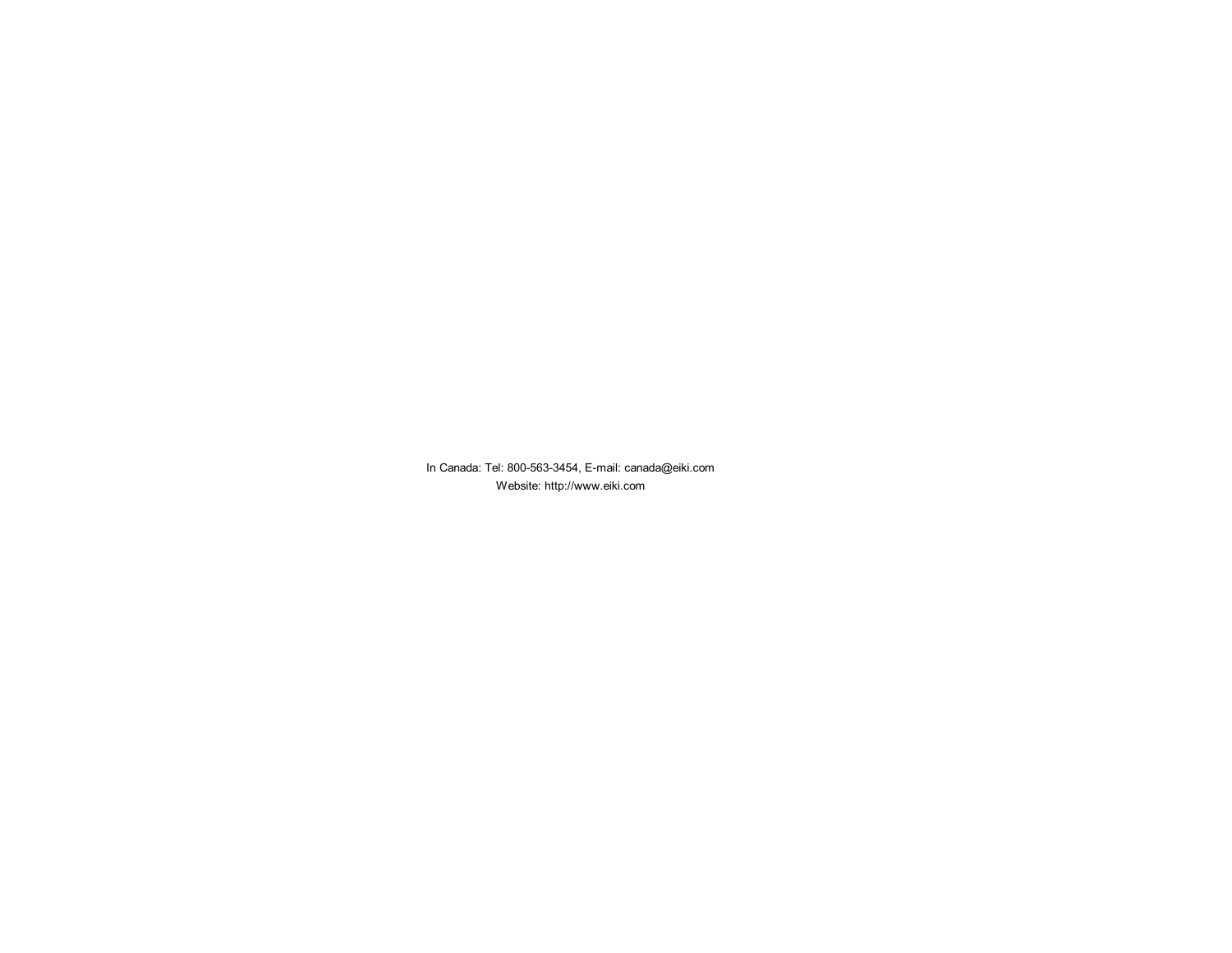In Canada: Tel: 800-563-3454, E-mail: canada@eiki.com

Website: http://www.eiki.com